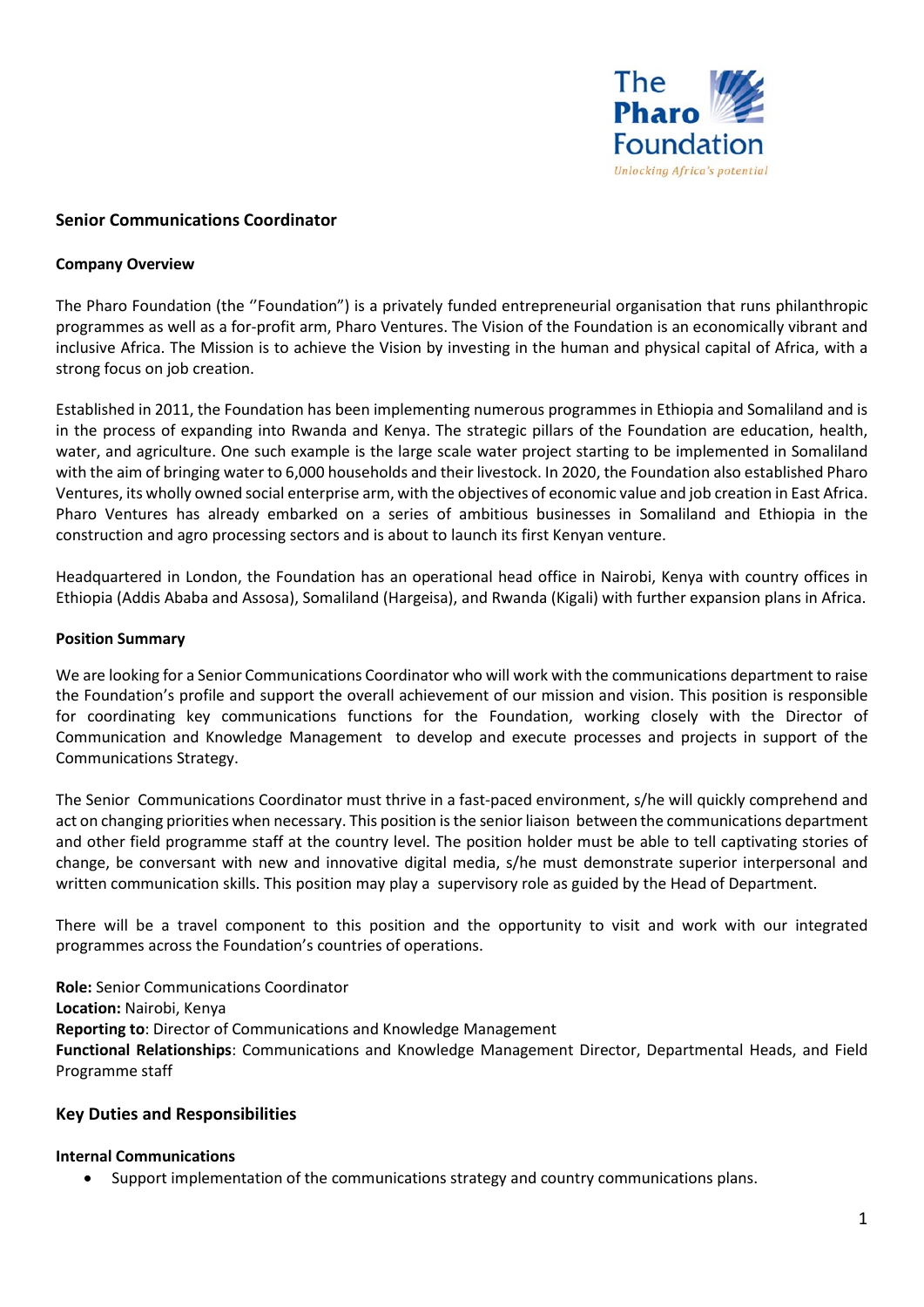# Senior Communications Coordinator

## Company Overview

The Pharo Foundation (the ''Foundation") is a privately funded entrepreneurial organisation that runs philanthropic programmes as well as a for-profit arm, Pharo Ventures. The Vision of the Foundation is an economically vibrant and inclusive Africa. The Mission is to achieve the Vision by investing in the human and physical capital of Africa, with a strong focus on job creation.

Established in 2011, the Foundation has been implementing numerous programmes in Ethiopia and Somaliland and is in the process of expanding into Rwanda and Kenya. The strategic pillars of the Foundation are education, health, water, and agriculture. One such example is the large scale water project starting to be implemented in Somaliland with the aim of bringing water to 6,000 households and their livestock. In 2020, the Foundation also established Pharo Ventures, its wholly owned social enterprise arm, with the objectives of economic value and job creation in East Africa. Pharo Ventures has already embarked on a series of ambitious businesses in Somaliland and Ethiopia in the construction and agro processing sectors and is about to launch its first Kenyan venture.

Headquartered in London, the Foundation has an operational head office in Nairobi, Kenya with country offices in Ethiopia (Addis Ababa and Assosa), Somaliland (Hargeisa), and Rwanda (Kigali) with further expansion plans in Africa.

## Position Summary

We are looking for a Senior Communications Coordinator who will work with the communications department to raise the Foundation's profile and support the overall achievement of our mission and vision. This position is responsible for coordinating key communications functions for the Foundation, working closely with the Director of Communication and Knowledge Management to develop and execute processes and projects in support of the Communications Strategy.

The Senior Communications Coordinator must thrive in a fast-paced environment, s/he will quickly comprehend and act on changing priorities when necessary. This position is the senior liaison between the communications department and other field programme staff at the country level. The position holder must be able to tell captivating stories of change, be conversant with new and innovative digital media, s/he must demonstrate superior interpersonal and written communication skills. This position may play a supervisory role as guided by the Head of Department.

There will be a travel component to this position and the opportunity to visit and work with our integrated programmes across the Foundation's countries of operations.

**Role:** Senior Communications Coordinator
**Location:** Nairobi, Kenya
**Reporting to**: Director of Communications and Knowledge Management
**Functional Relationships**: Communications and Knowledge Management Director, Departmental Heads, and Field Programme staff

## Key Duties and Responsibilities

### Internal Communications

- Support implementation of the communications strategy and country communications plans.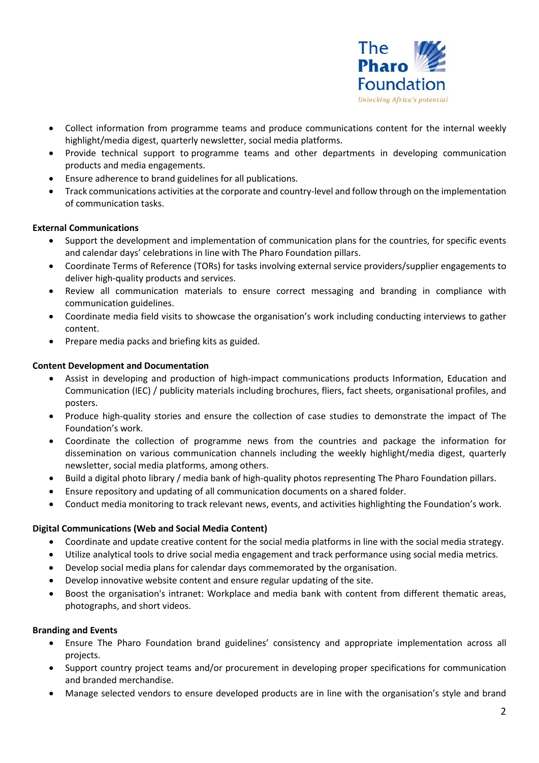- Collect information from programme teams and produce communications content for the internal weekly highlight/media digest, quarterly newsletter, social media platforms.
- Provide technical support to programme teams and other departments in developing communication products and media engagements.
- Ensure adherence to brand guidelines for all publications.
- Track communications activities at the corporate and country-level and follow through on the implementation of communication tasks.

**External Communications**

- Support the development and implementation of communication plans for the countries, for specific events and calendar days' celebrations in line with The Pharo Foundation pillars.
- Coordinate Terms of Reference (TORs) for tasks involving external service providers/supplier engagements to deliver high-quality products and services.
- Review all communication materials to ensure correct messaging and branding in compliance with communication guidelines.
- Coordinate media field visits to showcase the organisation's work including conducting interviews to gather content.
- Prepare media packs and briefing kits as guided.

**Content Development and Documentation**

- Assist in developing and production of high-impact communications products Information, Education and Communication (IEC) / publicity materials including brochures, fliers, fact sheets, organisational profiles, and posters.
- Produce high-quality stories and ensure the collection of case studies to demonstrate the impact of The Foundation's work.
- Coordinate the collection of programme news from the countries and package the information for dissemination on various communication channels including the weekly highlight/media digest, quarterly newsletter, social media platforms, among others.
- Build a digital photo library / media bank of high-quality photos representing The Pharo Foundation pillars.
- Ensure repository and updating of all communication documents on a shared folder.
- Conduct media monitoring to track relevant news, events, and activities highlighting the Foundation's work.

**Digital Communications (Web and Social Media Content)**

- Coordinate and update creative content for the social media platforms in line with the social media strategy.
- Utilize analytical tools to drive social media engagement and track performance using social media metrics.
- Develop social media plans for calendar days commemorated by the organisation.
- Develop innovative website content and ensure regular updating of the site.
- Boost the organisation's intranet: Workplace and media bank with content from different thematic areas, photographs, and short videos.

**Branding and Events**

- Ensure The Pharo Foundation brand guidelines' consistency and appropriate implementation across all projects.
- Support country project teams and/or procurement in developing proper specifications for communication and branded merchandise.
- Manage selected vendors to ensure developed products are in line with the organisation's style and brand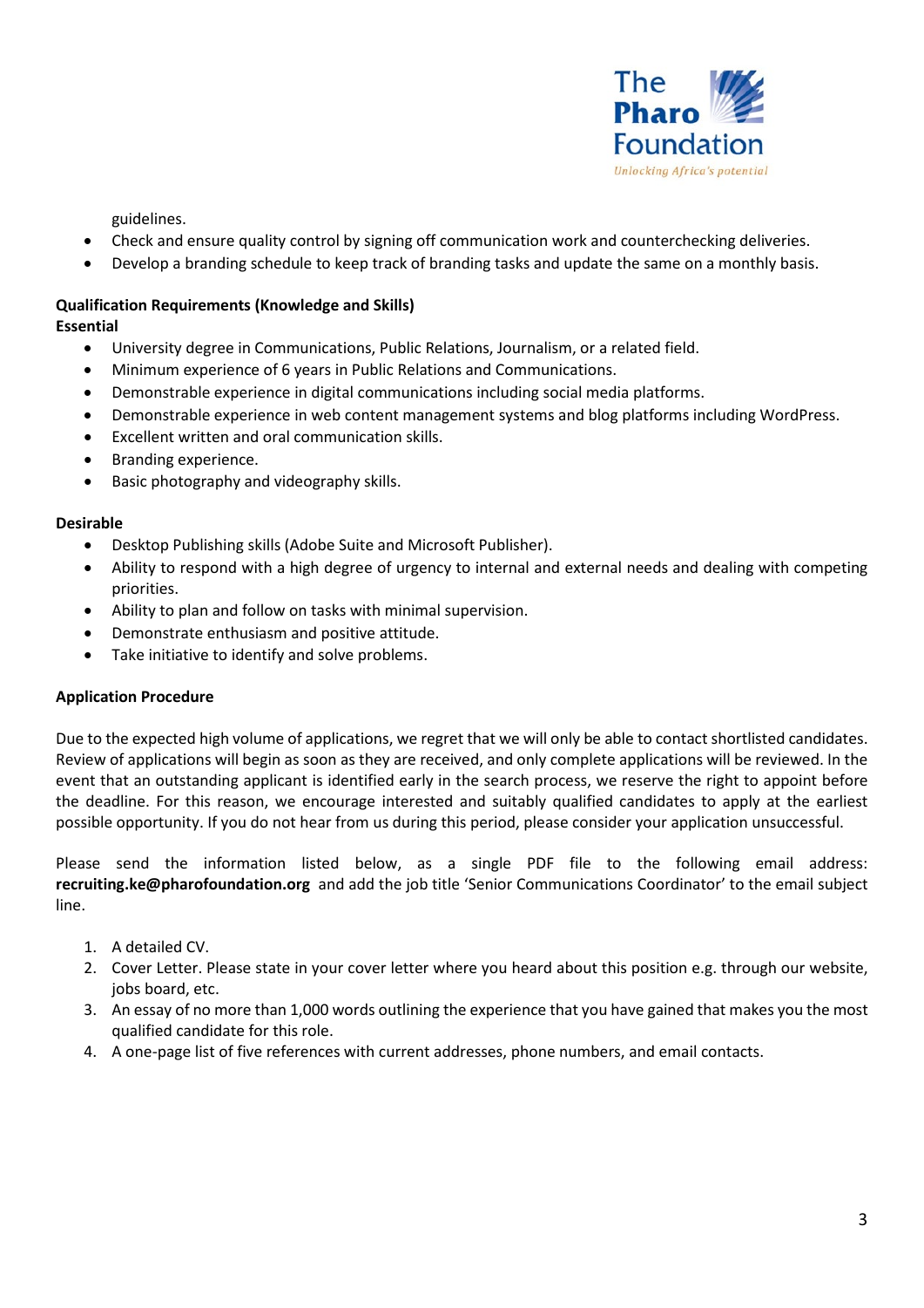guidelines.

- Check and ensure quality control by signing off communication work and counterchecking deliveries.
- Develop a branding schedule to keep track of branding tasks and update the same on a monthly basis.

**Qualification Requirements (Knowledge and Skills)**
**Essential**

- University degree in Communications, Public Relations, Journalism, or a related field.
- Minimum experience of 6 years in Public Relations and Communications.
- Demonstrable experience in digital communications including social media platforms.
- Demonstrable experience in web content management systems and blog platforms including WordPress.
- Excellent written and oral communication skills.
- Branding experience.
- Basic photography and videography skills.

**Desirable**

- Desktop Publishing skills (Adobe Suite and Microsoft Publisher).
- Ability to respond with a high degree of urgency to internal and external needs and dealing with competing priorities.
- Ability to plan and follow on tasks with minimal supervision.
- Demonstrate enthusiasm and positive attitude.
- Take initiative to identify and solve problems.

**Application Procedure**

Due to the expected high volume of applications, we regret that we will only be able to contact shortlisted candidates. Review of applications will begin as soon as they are received, and only complete applications will be reviewed. In the event that an outstanding applicant is identified early in the search process, we reserve the right to appoint before the deadline. For this reason, we encourage interested and suitably qualified candidates to apply at the earliest possible opportunity. If you do not hear from us during this period, please consider your application unsuccessful.

Please send the information listed below, as a single PDF file to the following email address: **recruiting.ke@pharofoundation.org** and add the job title 'Senior Communications Coordinator' to the email subject line.

1. A detailed CV.
2. Cover Letter. Please state in your cover letter where you heard about this position e.g. through our website, jobs board, etc.
3. An essay of no more than 1,000 words outlining the experience that you have gained that makes you the most qualified candidate for this role.
4. A one-page list of five references with current addresses, phone numbers, and email contacts.